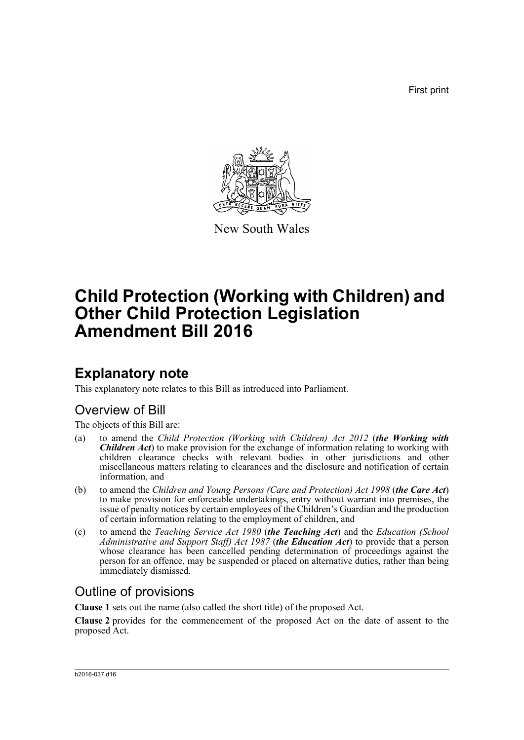First print

New South Wales

# Child Protection (Working with Children) and Other Child Protection Legislation Amendment Bill 2016

## Explanatory note

This explanatory note relates to this Bill as introduced into Parliament.

### Overview of Bill

The objects of this Bill are:

(a) to amend the *Child Protection (Working with Children) Act 2012* (***the Working with Children Act***) to make provision for the exchange of information relating to working with children clearance checks with relevant bodies in other jurisdictions and other miscellaneous matters relating to clearances and the disclosure and notification of certain information, and

(b) to amend the *Children and Young Persons (Care and Protection) Act 1998* (***the Care Act***) to make provision for enforceable undertakings, entry without warrant into premises, the issue of penalty notices by certain employees of the Children's Guardian and the production of certain information relating to the employment of children, and

(c) to amend the *Teaching Service Act 1980* (***the Teaching Act***) and the *Education (School Administrative and Support Staff) Act 1987* (***the Education Act***) to provide that a person whose clearance has been cancelled pending determination of proceedings against the person for an offence, may be suspended or placed on alternative duties, rather than being immediately dismissed.

### Outline of provisions

**Clause 1** sets out the name (also called the short title) of the proposed Act.

**Clause 2** provides for the commencement of the proposed Act on the date of assent to the proposed Act.

b2016-037.d16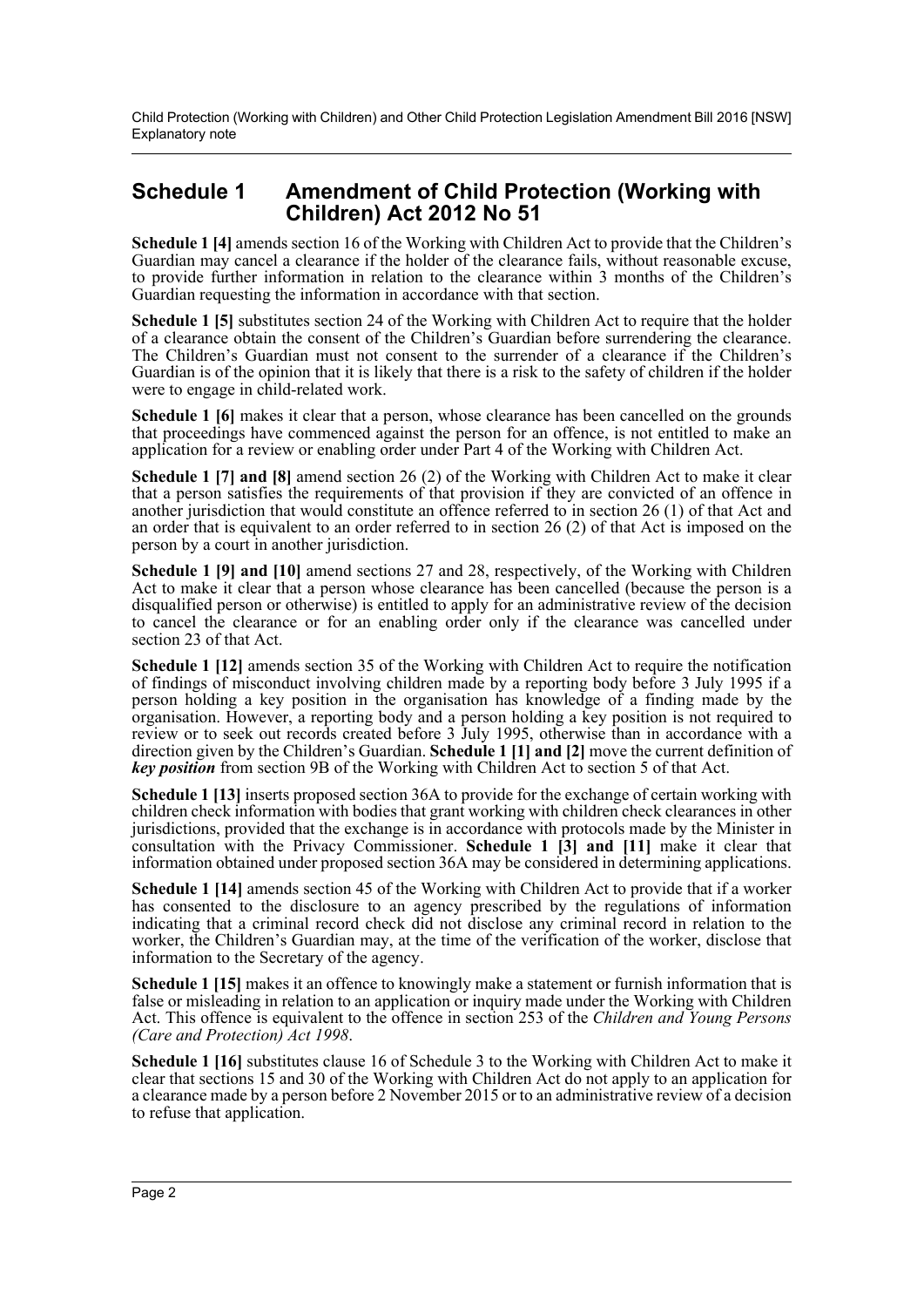## Schedule 1 Amendment of Child Protection (Working with Children) Act 2012 No 51

**Schedule 1 [4]** amends section 16 of the Working with Children Act to provide that the Children's Guardian may cancel a clearance if the holder of the clearance fails, without reasonable excuse, to provide further information in relation to the clearance within 3 months of the Children's Guardian requesting the information in accordance with that section.

**Schedule 1 [5]** substitutes section 24 of the Working with Children Act to require that the holder of a clearance obtain the consent of the Children's Guardian before surrendering the clearance. The Children's Guardian must not consent to the surrender of a clearance if the Children's Guardian is of the opinion that it is likely that there is a risk to the safety of children if the holder were to engage in child-related work.

**Schedule 1 [6]** makes it clear that a person, whose clearance has been cancelled on the grounds that proceedings have commenced against the person for an offence, is not entitled to make an application for a review or enabling order under Part 4 of the Working with Children Act.

**Schedule 1 [7] and [8]** amend section 26 (2) of the Working with Children Act to make it clear that a person satisfies the requirements of that provision if they are convicted of an offence in another jurisdiction that would constitute an offence referred to in section 26 (1) of that Act and an order that is equivalent to an order referred to in section 26 (2) of that Act is imposed on the person by a court in another jurisdiction.

**Schedule 1 [9] and [10]** amend sections 27 and 28, respectively, of the Working with Children Act to make it clear that a person whose clearance has been cancelled (because the person is a disqualified person or otherwise) is entitled to apply for an administrative review of the decision to cancel the clearance or for an enabling order only if the clearance was cancelled under section 23 of that Act.

**Schedule 1 [12]** amends section 35 of the Working with Children Act to require the notification of findings of misconduct involving children made by a reporting body before 3 July 1995 if a person holding a key position in the organisation has knowledge of a finding made by the organisation. However, a reporting body and a person holding a key position is not required to review or to seek out records created before 3 July 1995, otherwise than in accordance with a direction given by the Children's Guardian. **Schedule 1 [1] and [2]** move the current definition of ***key position*** from section 9B of the Working with Children Act to section 5 of that Act.

**Schedule 1 [13]** inserts proposed section 36A to provide for the exchange of certain working with children check information with bodies that grant working with children check clearances in other jurisdictions, provided that the exchange is in accordance with protocols made by the Minister in consultation with the Privacy Commissioner. **Schedule 1 [3] and [11]** make it clear that information obtained under proposed section 36A may be considered in determining applications.

**Schedule 1 [14]** amends section 45 of the Working with Children Act to provide that if a worker has consented to the disclosure to an agency prescribed by the regulations of information indicating that a criminal record check did not disclose any criminal record in relation to the worker, the Children's Guardian may, at the time of the verification of the worker, disclose that information to the Secretary of the agency.

**Schedule 1 [15]** makes it an offence to knowingly make a statement or furnish information that is false or misleading in relation to an application or inquiry made under the Working with Children Act. This offence is equivalent to the offence in section 253 of the *Children and Young Persons (Care and Protection) Act 1998*.

**Schedule 1 [16]** substitutes clause 16 of Schedule 3 to the Working with Children Act to make it clear that sections 15 and 30 of the Working with Children Act do not apply to an application for a clearance made by a person before 2 November 2015 or to an administrative review of a decision to refuse that application.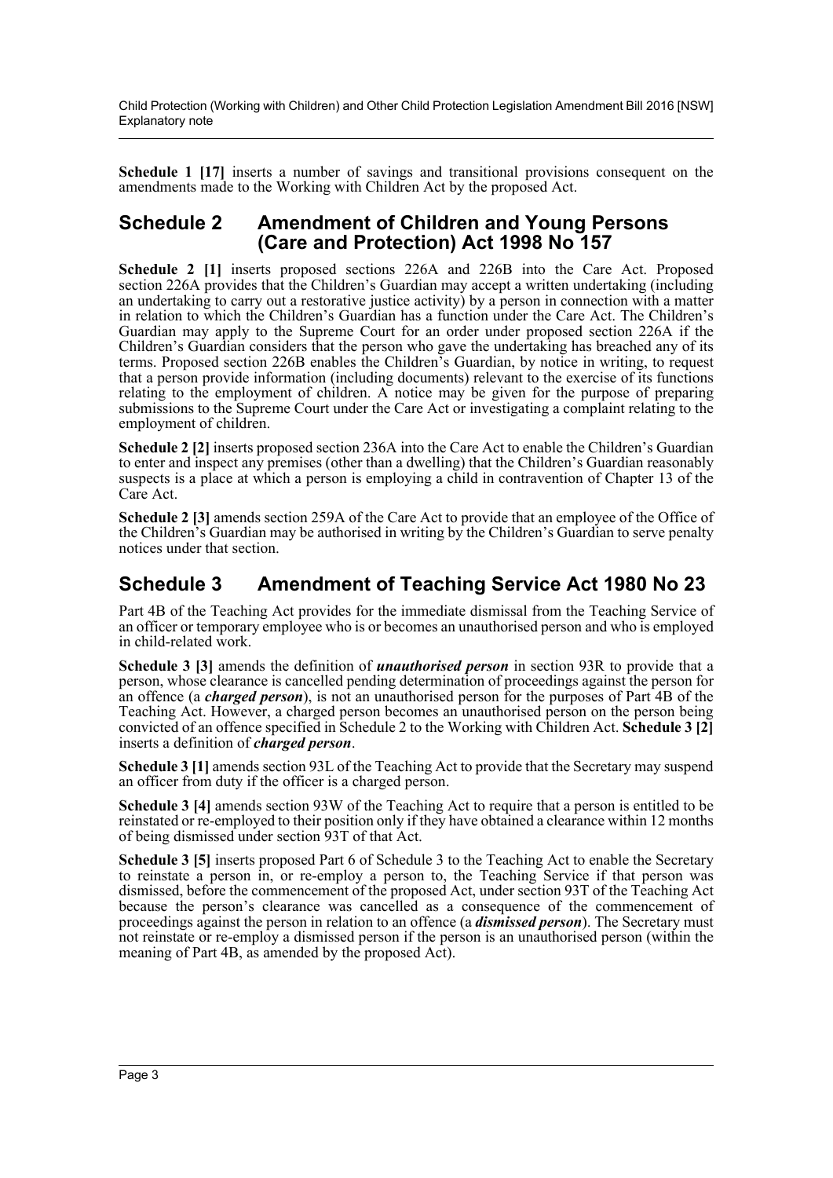**Schedule 1 [17]** inserts a number of savings and transitional provisions consequent on the amendments made to the Working with Children Act by the proposed Act.

## Schedule 2 Amendment of Children and Young Persons (Care and Protection) Act 1998 No 157

**Schedule 2 [1]** inserts proposed sections 226A and 226B into the Care Act. Proposed section 226A provides that the Children's Guardian may accept a written undertaking (including an undertaking to carry out a restorative justice activity) by a person in connection with a matter in relation to which the Children's Guardian has a function under the Care Act. The Children's Guardian may apply to the Supreme Court for an order under proposed section 226A if the Children's Guardian considers that the person who gave the undertaking has breached any of its terms. Proposed section 226B enables the Children's Guardian, by notice in writing, to request that a person provide information (including documents) relevant to the exercise of its functions relating to the employment of children. A notice may be given for the purpose of preparing submissions to the Supreme Court under the Care Act or investigating a complaint relating to the employment of children.

**Schedule 2 [2]** inserts proposed section 236A into the Care Act to enable the Children's Guardian to enter and inspect any premises (other than a dwelling) that the Children's Guardian reasonably suspects is a place at which a person is employing a child in contravention of Chapter 13 of the Care Act.

**Schedule 2 [3]** amends section 259A of the Care Act to provide that an employee of the Office of the Children's Guardian may be authorised in writing by the Children's Guardian to serve penalty notices under that section.

## Schedule 3 Amendment of Teaching Service Act 1980 No 23

Part 4B of the Teaching Act provides for the immediate dismissal from the Teaching Service of an officer or temporary employee who is or becomes an unauthorised person and who is employed in child-related work.

**Schedule 3 [3]** amends the definition of ***unauthorised person*** in section 93R to provide that a person, whose clearance is cancelled pending determination of proceedings against the person for an offence (a ***charged person***), is not an unauthorised person for the purposes of Part 4B of the Teaching Act. However, a charged person becomes an unauthorised person on the person being convicted of an offence specified in Schedule 2 to the Working with Children Act. **Schedule 3 [2]** inserts a definition of ***charged person***.

**Schedule 3 [1]** amends section 93L of the Teaching Act to provide that the Secretary may suspend an officer from duty if the officer is a charged person.

**Schedule 3 [4]** amends section 93W of the Teaching Act to require that a person is entitled to be reinstated or re-employed to their position only if they have obtained a clearance within 12 months of being dismissed under section 93T of that Act.

**Schedule 3 [5]** inserts proposed Part 6 of Schedule 3 to the Teaching Act to enable the Secretary to reinstate a person in, or re-employ a person to, the Teaching Service if that person was dismissed, before the commencement of the proposed Act, under section 93T of the Teaching Act because the person's clearance was cancelled as a consequence of the commencement of proceedings against the person in relation to an offence (a ***dismissed person***). The Secretary must not reinstate or re-employ a dismissed person if the person is an unauthorised person (within the meaning of Part 4B, as amended by the proposed Act).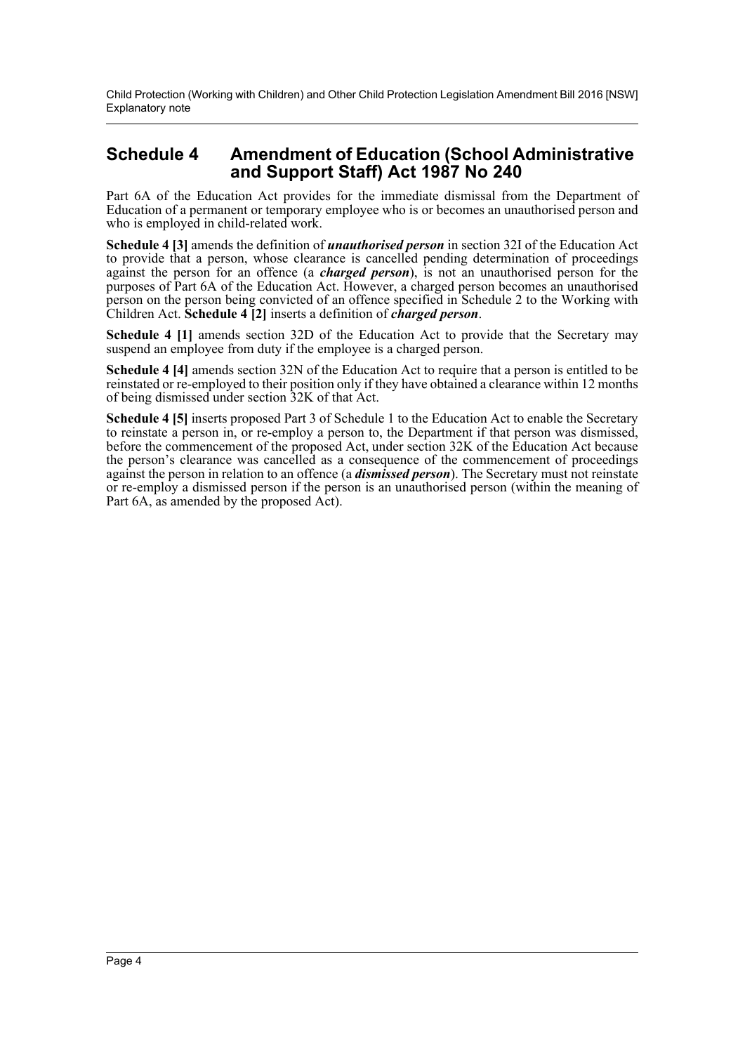## Schedule 4 Amendment of Education (School Administrative and Support Staff) Act 1987 No 240

Part 6A of the Education Act provides for the immediate dismissal from the Department of Education of a permanent or temporary employee who is or becomes an unauthorised person and who is employed in child-related work.

**Schedule 4 [3]** amends the definition of ***unauthorised person*** in section 32I of the Education Act to provide that a person, whose clearance is cancelled pending determination of proceedings against the person for an offence (a ***charged person***), is not an unauthorised person for the purposes of Part 6A of the Education Act. However, a charged person becomes an unauthorised person on the person being convicted of an offence specified in Schedule 2 to the Working with Children Act. **Schedule 4 [2]** inserts a definition of ***charged person***.

**Schedule 4 [1]** amends section 32D of the Education Act to provide that the Secretary may suspend an employee from duty if the employee is a charged person.

**Schedule 4 [4]** amends section 32N of the Education Act to require that a person is entitled to be reinstated or re-employed to their position only if they have obtained a clearance within 12 months of being dismissed under section 32K of that Act.

**Schedule 4 [5]** inserts proposed Part 3 of Schedule 1 to the Education Act to enable the Secretary to reinstate a person in, or re-employ a person to, the Department if that person was dismissed, before the commencement of the proposed Act, under section 32K of the Education Act because the person's clearance was cancelled as a consequence of the commencement of proceedings against the person in relation to an offence (a ***dismissed person***). The Secretary must not reinstate or re-employ a dismissed person if the person is an unauthorised person (within the meaning of Part 6A, as amended by the proposed Act).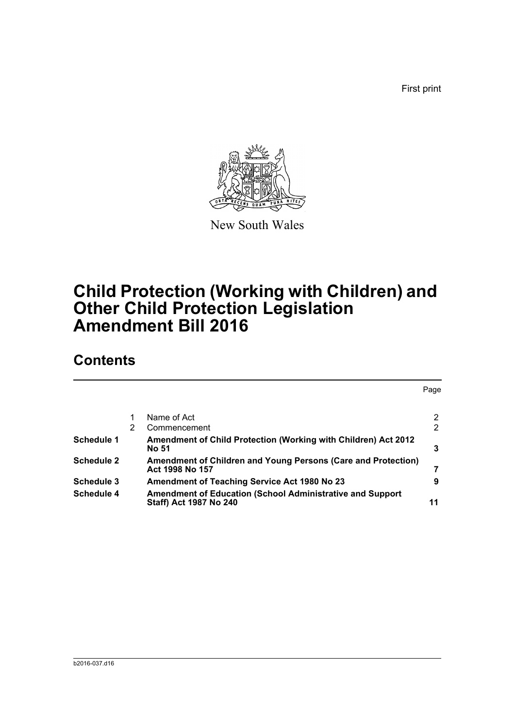First print

New South Wales

# Child Protection (Working with Children) and Other Child Protection Legislation Amendment Bill 2016

## Contents

| | | | Page |
|---|---|---|---|
| | 1 | Name of Act | 2 |
| | 2 | Commencement | 2 |
| **Schedule 1** | | **Amendment of Child Protection (Working with Children) Act 2012 No 51** | **3** |
| **Schedule 2** | | **Amendment of Children and Young Persons (Care and Protection) Act 1998 No 157** | **7** |
| **Schedule 3** | | **Amendment of Teaching Service Act 1980 No 23** | **9** |
| **Schedule 4** | | **Amendment of Education (School Administrative and Support Staff) Act 1987 No 240** | **11** |

b2016-037.d16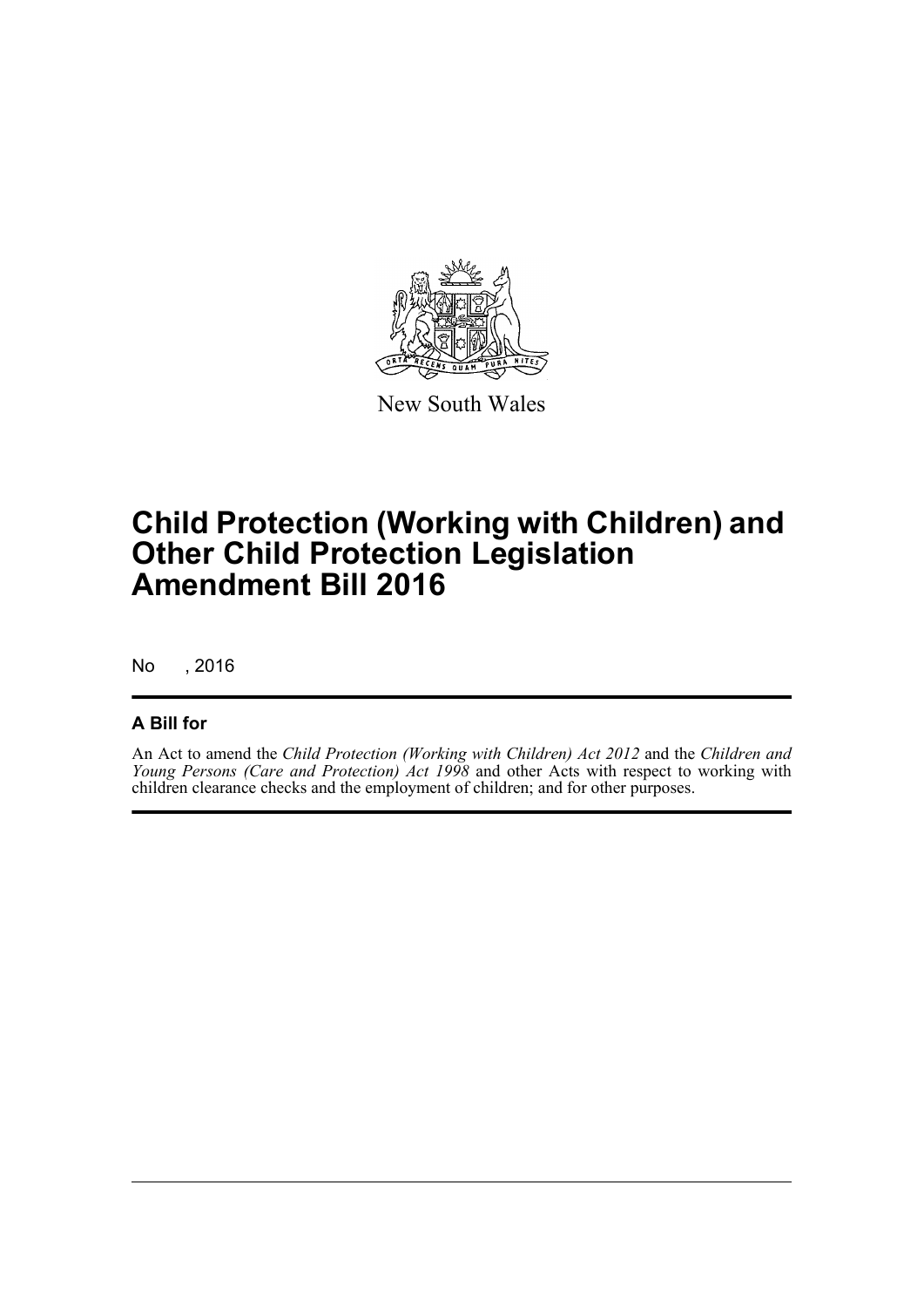New South Wales

# Child Protection (Working with Children) and Other Child Protection Legislation Amendment Bill 2016

No , 2016

## A Bill for

An Act to amend the *Child Protection (Working with Children) Act 2012* and the *Children and Young Persons (Care and Protection) Act 1998* and other Acts with respect to working with children clearance checks and the employment of children; and for other purposes.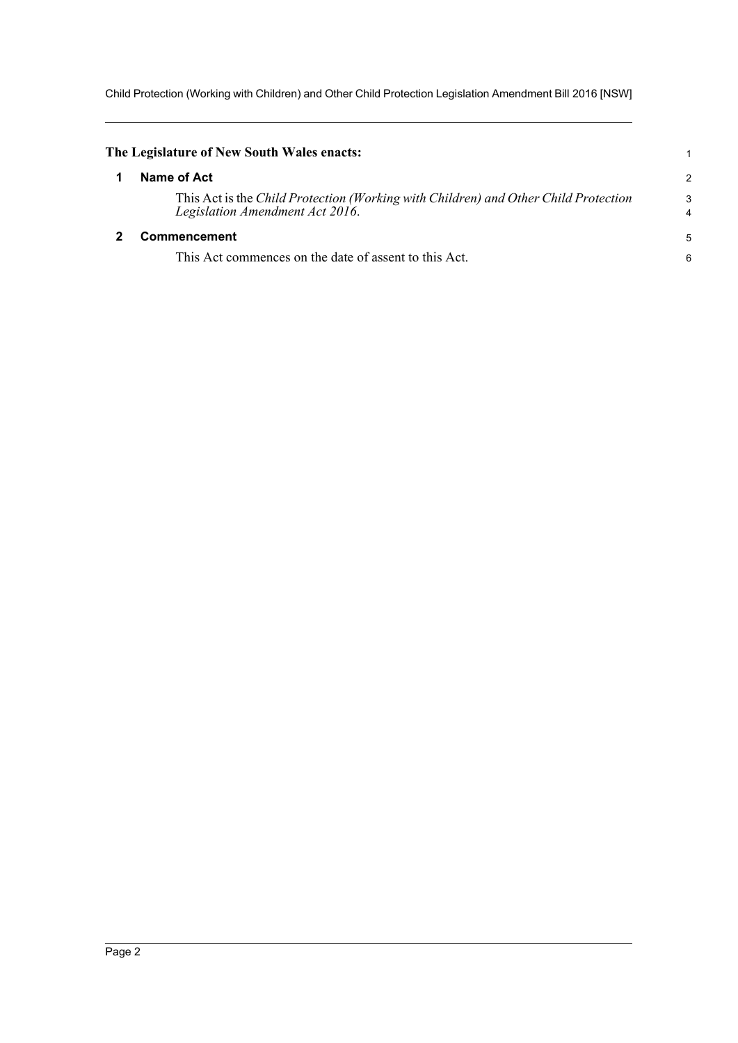**The Legislature of New South Wales enacts:**

## 1 Name of Act

This Act is the *Child Protection (Working with Children) and Other Child Protection Legislation Amendment Act 2016*.

## 2 Commencement

This Act commences on the date of assent to this Act.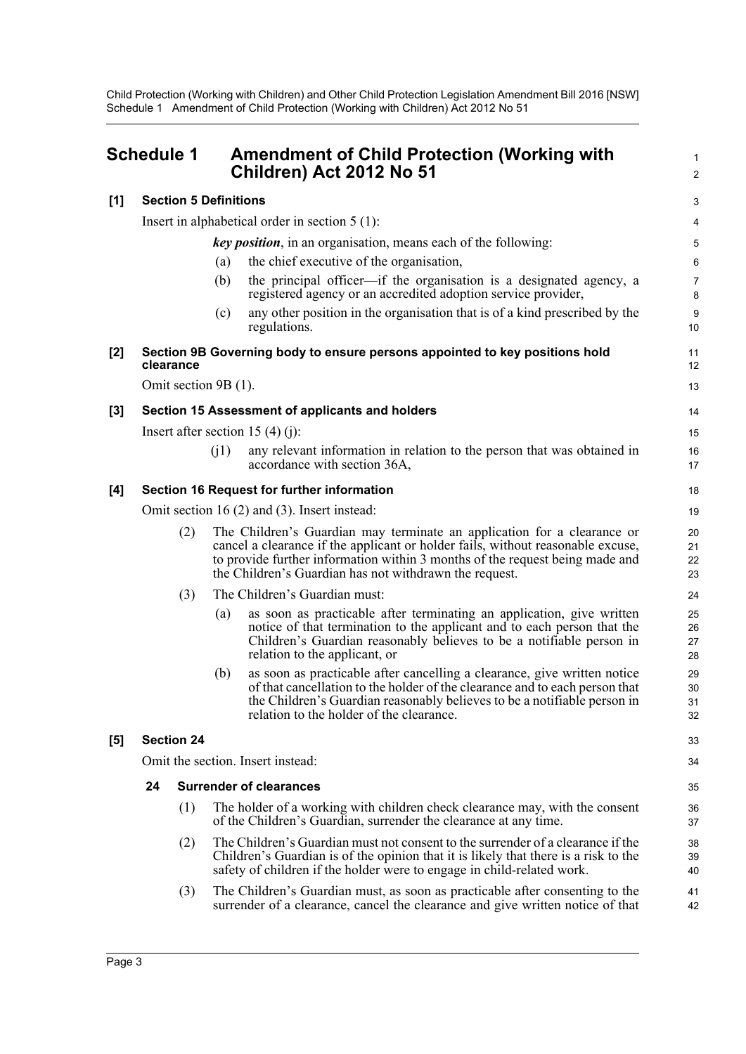## Schedule 1 Amendment of Child Protection (Working with Children) Act 2012 No 51

**[1] Section 5 Definitions**

Insert in alphabetical order in section 5 (1):

> ***key position***, in an organisation, means each of the following:
>
> (a) the chief executive of the organisation,
>
> (b) the principal officer—if the organisation is a designated agency, a registered agency or an accredited adoption service provider,
>
> (c) any other position in the organisation that is of a kind prescribed by the regulations.

**[2] Section 9B Governing body to ensure persons appointed to key positions hold clearance**

Omit section 9B (1).

**[3] Section 15 Assessment of applicants and holders**

Insert after section 15 (4) (j):

> (j1) any relevant information in relation to the person that was obtained in accordance with section 36A,

**[4] Section 16 Request for further information**

Omit section 16 (2) and (3). Insert instead:

> (2) The Children's Guardian may terminate an application for a clearance or cancel a clearance if the applicant or holder fails, without reasonable excuse, to provide further information within 3 months of the request being made and the Children's Guardian has not withdrawn the request.
>
> (3) The Children's Guardian must:
>
> (a) as soon as practicable after terminating an application, give written notice of that termination to the applicant and to each person that the Children's Guardian reasonably believes to be a notifiable person in relation to the applicant, or
>
> (b) as soon as practicable after cancelling a clearance, give written notice of that cancellation to the holder of the clearance and to each person that the Children's Guardian reasonably believes to be a notifiable person in relation to the holder of the clearance.

**[5] Section 24**

Omit the section. Insert instead:

> **24 Surrender of clearances**
>
> (1) The holder of a working with children check clearance may, with the consent of the Children's Guardian, surrender the clearance at any time.
>
> (2) The Children's Guardian must not consent to the surrender of a clearance if the Children's Guardian is of the opinion that it is likely that there is a risk to the safety of children if the holder were to engage in child-related work.
>
> (3) The Children's Guardian must, as soon as practicable after consenting to the surrender of a clearance, cancel the clearance and give written notice of that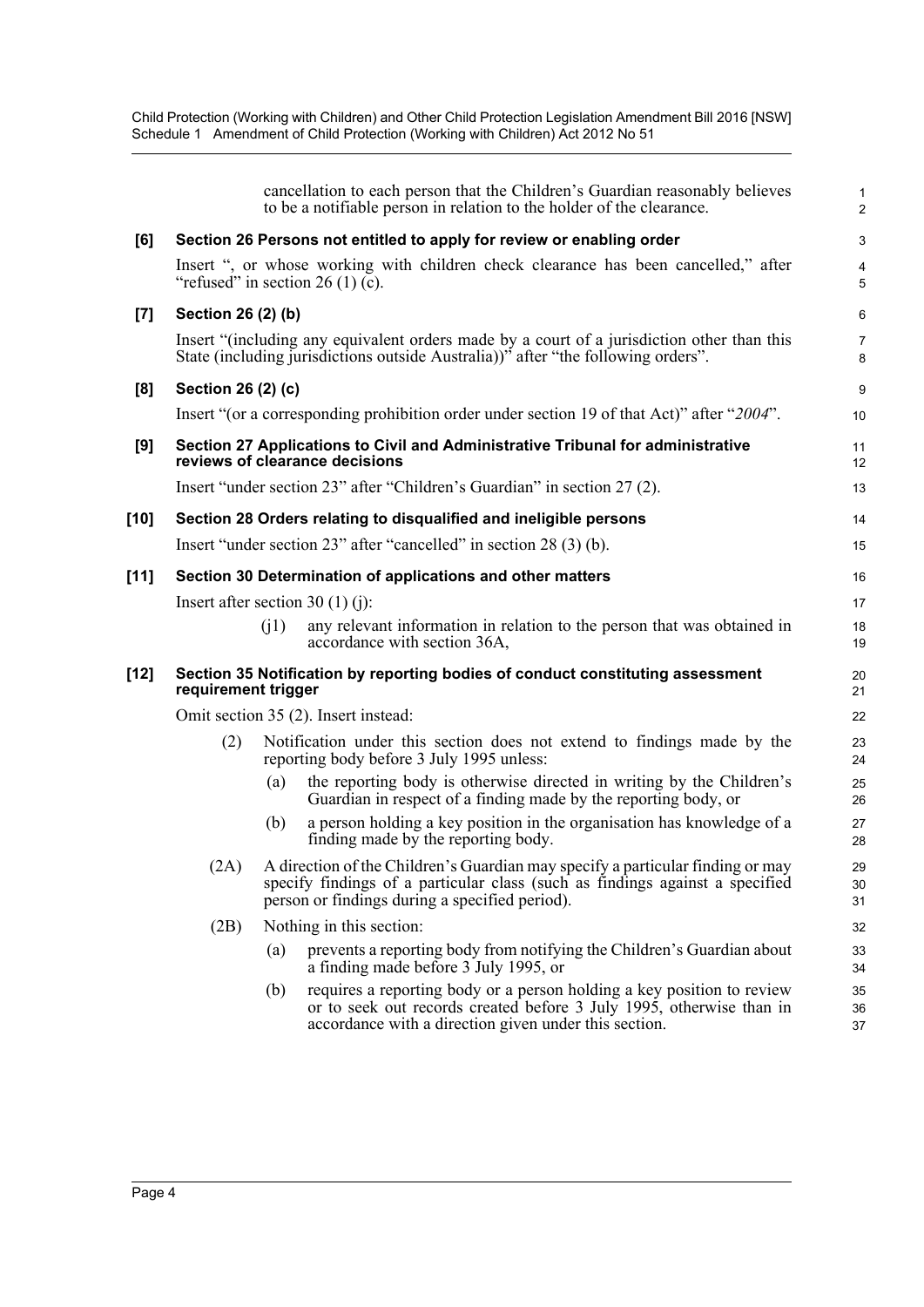cancellation to each person that the Children's Guardian reasonably believes to be a notifiable person in relation to the holder of the clearance.

**[6] Section 26 Persons not entitled to apply for review or enabling order**

Insert ", or whose working with children check clearance has been cancelled," after "refused" in section 26 (1) (c).

**[7] Section 26 (2) (b)**

Insert "(including any equivalent orders made by a court of a jurisdiction other than this State (including jurisdictions outside Australia))" after "the following orders".

**[8] Section 26 (2) (c)**

Insert "(or a corresponding prohibition order under section 19 of that Act)" after "*2004*".

**[9] Section 27 Applications to Civil and Administrative Tribunal for administrative reviews of clearance decisions**

Insert "under section 23" after "Children's Guardian" in section 27 (2).

**[10] Section 28 Orders relating to disqualified and ineligible persons**

Insert "under section 23" after "cancelled" in section 28 (3) (b).

**[11] Section 30 Determination of applications and other matters**

Insert after section 30 (1) (j):

> (j1) any relevant information in relation to the person that was obtained in accordance with section 36A,

**[12] Section 35 Notification by reporting bodies of conduct constituting assessment requirement trigger**

Omit section 35 (2). Insert instead:

> (2) Notification under this section does not extend to findings made by the reporting body before 3 July 1995 unless:
>
> (a) the reporting body is otherwise directed in writing by the Children's Guardian in respect of a finding made by the reporting body, or
>
> (b) a person holding a key position in the organisation has knowledge of a finding made by the reporting body.
>
> (2A) A direction of the Children's Guardian may specify a particular finding or may specify findings of a particular class (such as findings against a specified person or findings during a specified period).
>
> (2B) Nothing in this section:
>
> (a) prevents a reporting body from notifying the Children's Guardian about a finding made before 3 July 1995, or
>
> (b) requires a reporting body or a person holding a key position to review or to seek out records created before 3 July 1995, otherwise than in accordance with a direction given under this section.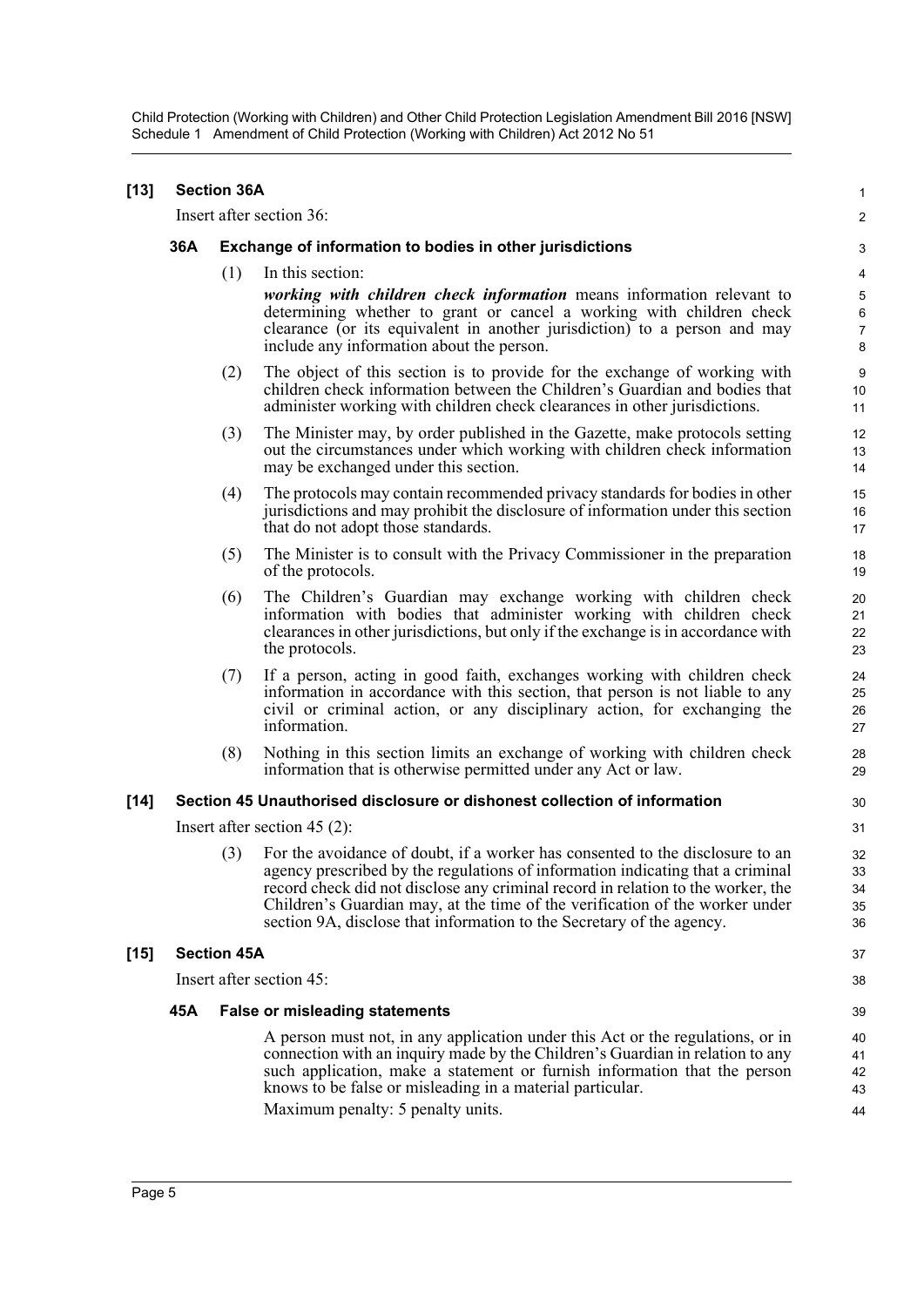**[13] Section 36A**

Insert after section 36:

**36A Exchange of information to bodies in other jurisdictions**

(1) In this section:

***working with children check information*** means information relevant to determining whether to grant or cancel a working with children check clearance (or its equivalent in another jurisdiction) to a person and may include any information about the person.

(2) The object of this section is to provide for the exchange of working with children check information between the Children's Guardian and bodies that administer working with children check clearances in other jurisdictions.

(3) The Minister may, by order published in the Gazette, make protocols setting out the circumstances under which working with children check information may be exchanged under this section.

(4) The protocols may contain recommended privacy standards for bodies in other jurisdictions and may prohibit the disclosure of information under this section that do not adopt those standards.

(5) The Minister is to consult with the Privacy Commissioner in the preparation of the protocols.

(6) The Children's Guardian may exchange working with children check information with bodies that administer working with children check clearances in other jurisdictions, but only if the exchange is in accordance with the protocols.

(7) If a person, acting in good faith, exchanges working with children check information in accordance with this section, that person is not liable to any civil or criminal action, or any disciplinary action, for exchanging the information.

(8) Nothing in this section limits an exchange of working with children check information that is otherwise permitted under any Act or law.

**[14] Section 45 Unauthorised disclosure or dishonest collection of information**

Insert after section 45 (2):

(3) For the avoidance of doubt, if a worker has consented to the disclosure to an agency prescribed by the regulations of information indicating that a criminal record check did not disclose any criminal record in relation to the worker, the Children's Guardian may, at the time of the verification of the worker under section 9A, disclose that information to the Secretary of the agency.

**[15] Section 45A**

Insert after section 45:

**45A False or misleading statements**

A person must not, in any application under this Act or the regulations, or in connection with an inquiry made by the Children's Guardian in relation to any such application, make a statement or furnish information that the person knows to be false or misleading in a material particular.

Maximum penalty: 5 penalty units.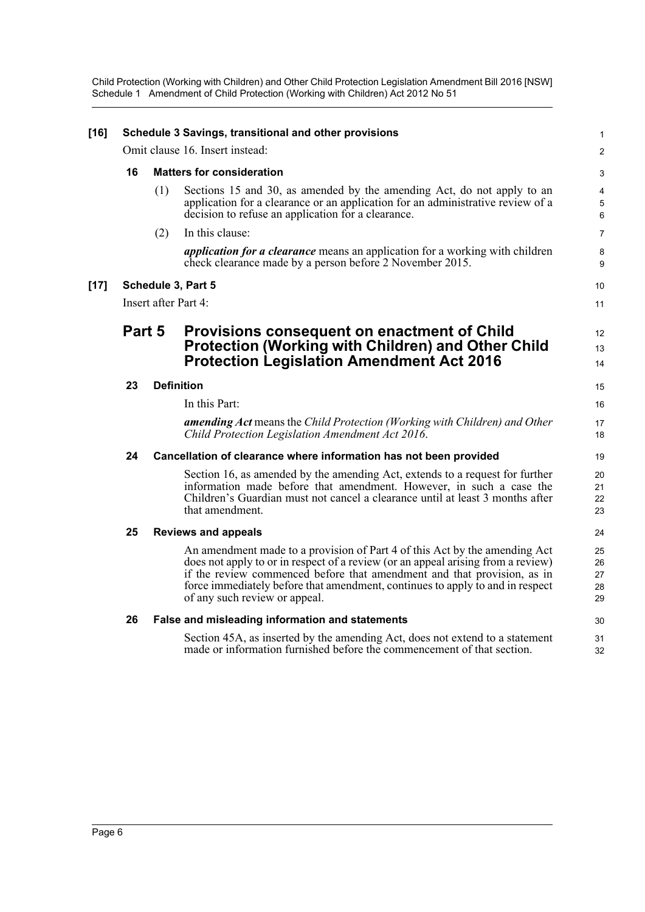**[16] Schedule 3 Savings, transitional and other provisions**

Omit clause 16. Insert instead:

**16 Matters for consideration**

(1) Sections 15 and 30, as amended by the amending Act, do not apply to an application for a clearance or an application for an administrative review of a decision to refuse an application for a clearance.

(2) In this clause:

***application for a clearance*** means an application for a working with children check clearance made by a person before 2 November 2015.

**[17] Schedule 3, Part 5**

Insert after Part 4:

## Part 5 Provisions consequent on enactment of Child Protection (Working with Children) and Other Child Protection Legislation Amendment Act 2016

**23 Definition**

In this Part:

***amending Act*** means the *Child Protection (Working with Children) and Other Child Protection Legislation Amendment Act 2016*.

**24 Cancellation of clearance where information has not been provided**

Section 16, as amended by the amending Act, extends to a request for further information made before that amendment. However, in such a case the Children's Guardian must not cancel a clearance until at least 3 months after that amendment.

**25 Reviews and appeals**

An amendment made to a provision of Part 4 of this Act by the amending Act does not apply to or in respect of a review (or an appeal arising from a review) if the review commenced before that amendment and that provision, as in force immediately before that amendment, continues to apply to and in respect of any such review or appeal.

**26 False and misleading information and statements**

Section 45A, as inserted by the amending Act, does not extend to a statement made or information furnished before the commencement of that section.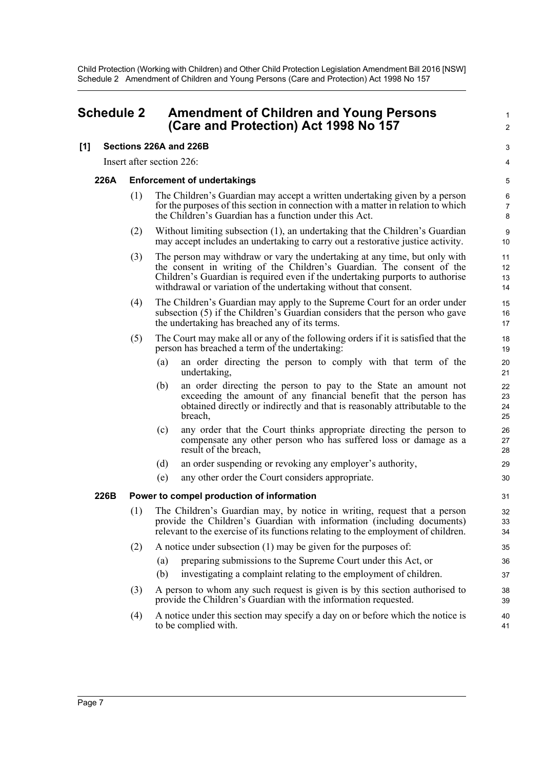# Schedule 2 Amendment of Children and Young Persons (Care and Protection) Act 1998 No 157

## [1] Sections 226A and 226B

Insert after section 226:

### 226A Enforcement of undertakings

(1) The Children's Guardian may accept a written undertaking given by a person for the purposes of this section in connection with a matter in relation to which the Children's Guardian has a function under this Act.

(2) Without limiting subsection (1), an undertaking that the Children's Guardian may accept includes an undertaking to carry out a restorative justice activity.

(3) The person may withdraw or vary the undertaking at any time, but only with the consent in writing of the Children's Guardian. The consent of the Children's Guardian is required even if the undertaking purports to authorise withdrawal or variation of the undertaking without that consent.

(4) The Children's Guardian may apply to the Supreme Court for an order under subsection (5) if the Children's Guardian considers that the person who gave the undertaking has breached any of its terms.

(5) The Court may make all or any of the following orders if it is satisfied that the person has breached a term of the undertaking:

- (a) an order directing the person to comply with that term of the undertaking,
- (b) an order directing the person to pay to the State an amount not exceeding the amount of any financial benefit that the person has obtained directly or indirectly and that is reasonably attributable to the breach,
- (c) any order that the Court thinks appropriate directing the person to compensate any other person who has suffered loss or damage as a result of the breach,
- (d) an order suspending or revoking any employer's authority,
- (e) any other order the Court considers appropriate.

### 226B Power to compel production of information

(1) The Children's Guardian may, by notice in writing, request that a person provide the Children's Guardian with information (including documents) relevant to the exercise of its functions relating to the employment of children.

(2) A notice under subsection (1) may be given for the purposes of:

- (a) preparing submissions to the Supreme Court under this Act, or
- (b) investigating a complaint relating to the employment of children.

(3) A person to whom any such request is given is by this section authorised to provide the Children's Guardian with the information requested.

(4) A notice under this section may specify a day on or before which the notice is to be complied with.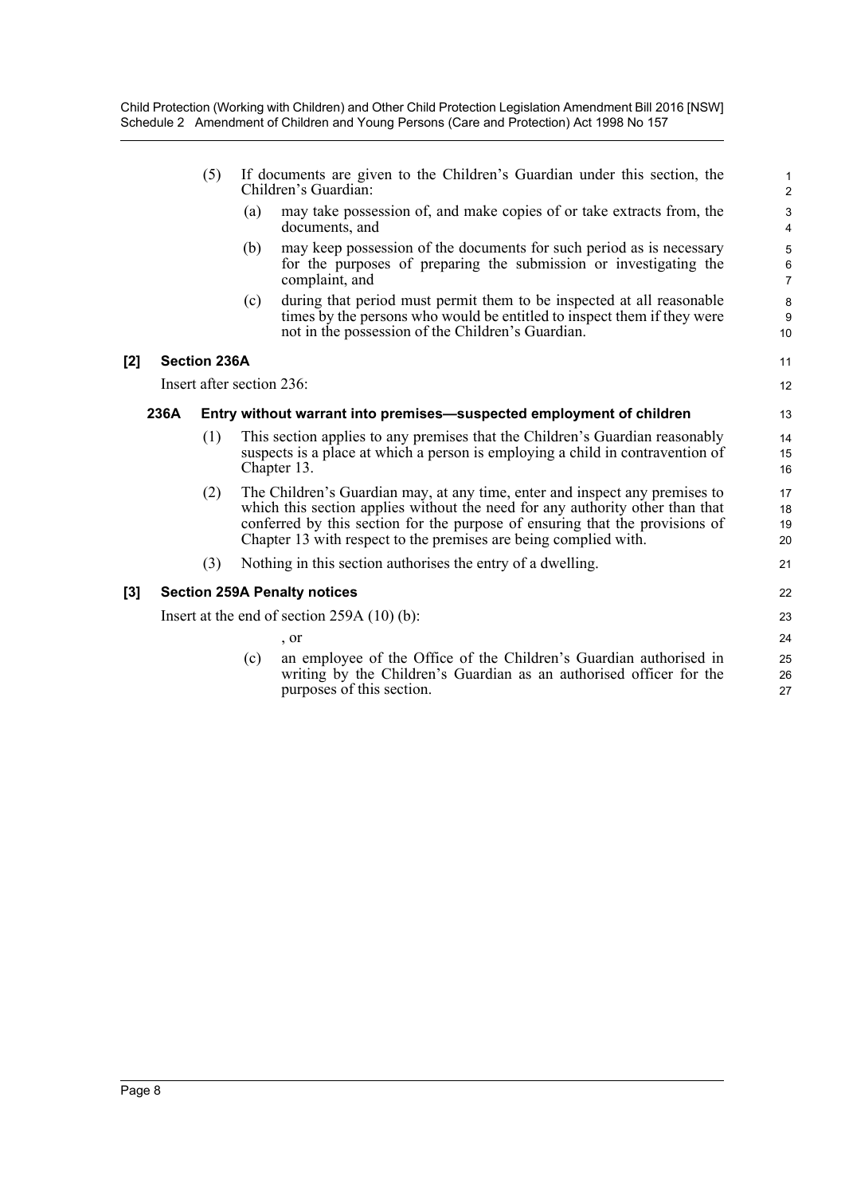(5) If documents are given to the Children's Guardian under this section, the Children's Guardian:

(a) may take possession of, and make copies of or take extracts from, the documents, and

(b) may keep possession of the documents for such period as is necessary for the purposes of preparing the submission or investigating the complaint, and

(c) during that period must permit them to be inspected at all reasonable times by the persons who would be entitled to inspect them if they were not in the possession of the Children's Guardian.

### [2] Section 236A

Insert after section 236:

#### 236A Entry without warrant into premises—suspected employment of children

(1) This section applies to any premises that the Children's Guardian reasonably suspects is a place at which a person is employing a child in contravention of Chapter 13.

(2) The Children's Guardian may, at any time, enter and inspect any premises to which this section applies without the need for any authority other than that conferred by this section for the purpose of ensuring that the provisions of Chapter 13 with respect to the premises are being complied with.

(3) Nothing in this section authorises the entry of a dwelling.

### [3] Section 259A Penalty notices

Insert at the end of section 259A (10) (b):

, or

(c) an employee of the Office of the Children's Guardian authorised in writing by the Children's Guardian as an authorised officer for the purposes of this section.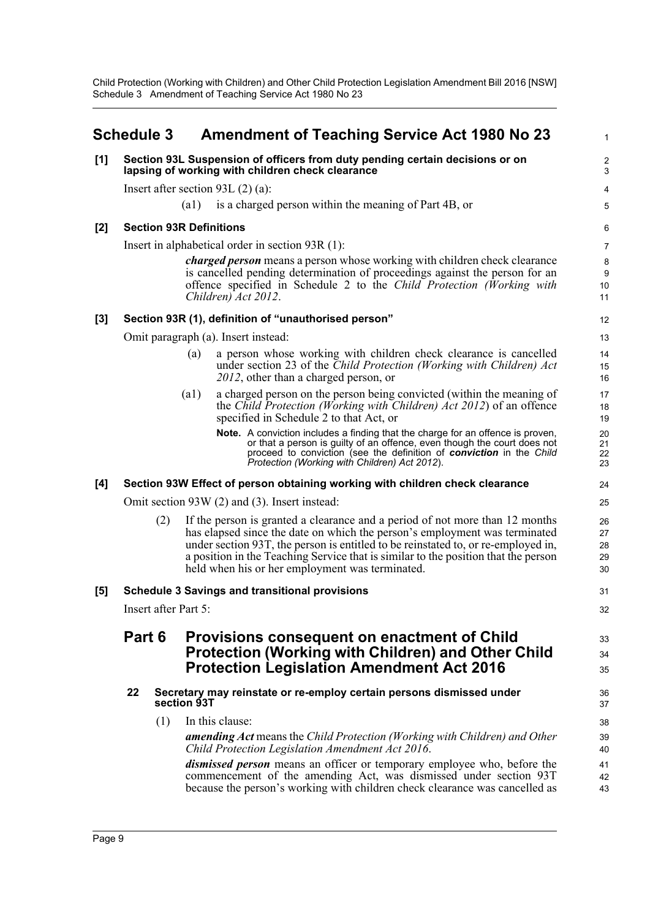# Schedule 3 Amendment of Teaching Service Act 1980 No 23

**[1] Section 93L Suspension of officers from duty pending certain decisions or on lapsing of working with children check clearance**

Insert after section 93L (2) (a):

(a1) is a charged person within the meaning of Part 4B, or

**[2] Section 93R Definitions**

Insert in alphabetical order in section 93R (1):

***charged person*** means a person whose working with children check clearance is cancelled pending determination of proceedings against the person for an offence specified in Schedule 2 to the *Child Protection (Working with Children) Act 2012*.

**[3] Section 93R (1), definition of "unauthorised person"**

Omit paragraph (a). Insert instead:

(a) a person whose working with children check clearance is cancelled under section 23 of the *Child Protection (Working with Children) Act 2012*, other than a charged person, or

(a1) a charged person on the person being convicted (within the meaning of the *Child Protection (Working with Children) Act 2012*) of an offence specified in Schedule 2 to that Act, or

**Note.** A conviction includes a finding that the charge for an offence is proven, or that a person is guilty of an offence, even though the court does not proceed to conviction (see the definition of ***conviction*** in the *Child Protection (Working with Children) Act 2012*).

**[4] Section 93W Effect of person obtaining working with children check clearance**

Omit section 93W (2) and (3). Insert instead:

(2) If the person is granted a clearance and a period of not more than 12 months has elapsed since the date on which the person's employment was terminated under section 93T, the person is entitled to be reinstated to, or re-employed in, a position in the Teaching Service that is similar to the position that the person held when his or her employment was terminated.

**[5] Schedule 3 Savings and transitional provisions**

Insert after Part 5:

## Part 6 Provisions consequent on enactment of Child Protection (Working with Children) and Other Child Protection Legislation Amendment Act 2016

### 22 Secretary may reinstate or re-employ certain persons dismissed under section 93T

(1) In this clause:

***amending Act*** means the *Child Protection (Working with Children) and Other Child Protection Legislation Amendment Act 2016*.

***dismissed person*** means an officer or temporary employee who, before the commencement of the amending Act, was dismissed under section 93T because the person's working with children check clearance was cancelled as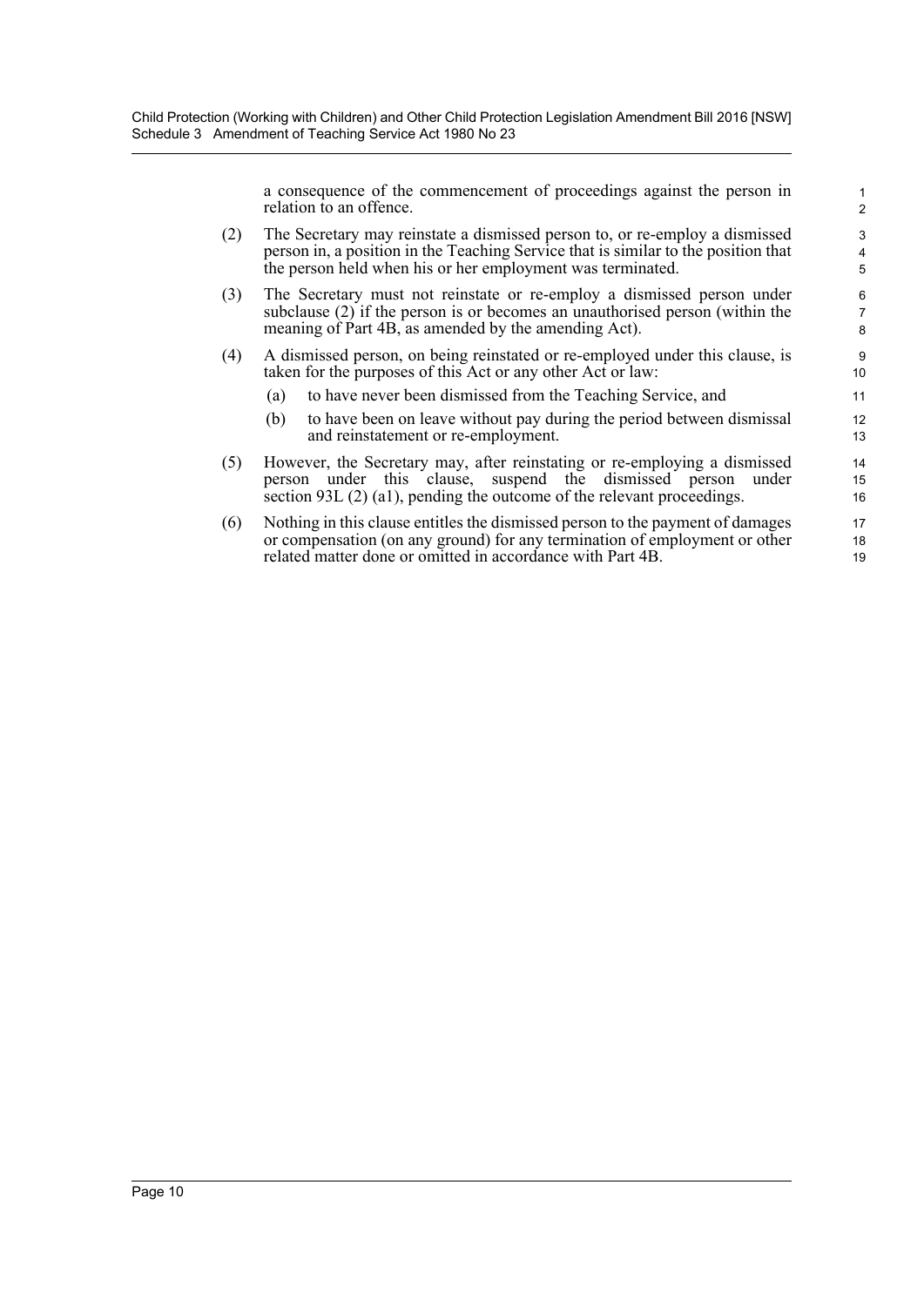a consequence of the commencement of proceedings against the person in relation to an offence.

(2) The Secretary may reinstate a dismissed person to, or re-employ a dismissed person in, a position in the Teaching Service that is similar to the position that the person held when his or her employment was terminated.

(3) The Secretary must not reinstate or re-employ a dismissed person under subclause (2) if the person is or becomes an unauthorised person (within the meaning of Part 4B, as amended by the amending Act).

(4) A dismissed person, on being reinstated or re-employed under this clause, is taken for the purposes of this Act or any other Act or law:

(a) to have never been dismissed from the Teaching Service, and

(b) to have been on leave without pay during the period between dismissal and reinstatement or re-employment.

(5) However, the Secretary may, after reinstating or re-employing a dismissed person under this clause, suspend the dismissed person under section 93L (2) (a1), pending the outcome of the relevant proceedings.

(6) Nothing in this clause entitles the dismissed person to the payment of damages or compensation (on any ground) for any termination of employment or other related matter done or omitted in accordance with Part 4B.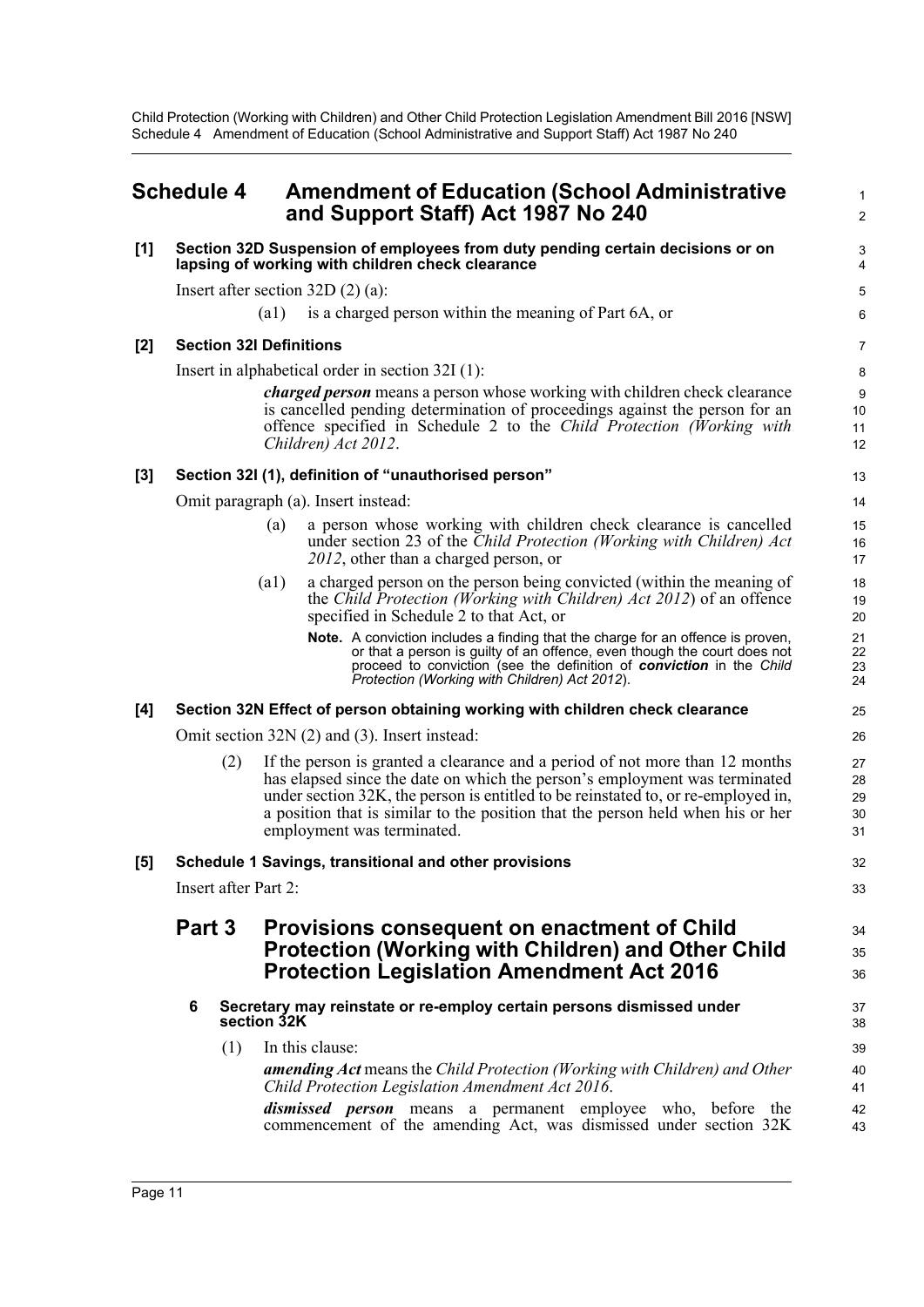## Schedule 4 Amendment of Education (School Administrative and Support Staff) Act 1987 No 240

**[1] Section 32D Suspension of employees from duty pending certain decisions or on lapsing of working with children check clearance**

Insert after section 32D (2) (a):

> (a1) is a charged person within the meaning of Part 6A, or

**[2] Section 32I Definitions**

Insert in alphabetical order in section 32I (1):

> ***charged person*** means a person whose working with children check clearance is cancelled pending determination of proceedings against the person for an offence specified in Schedule 2 to the *Child Protection (Working with Children) Act 2012*.

**[3] Section 32I (1), definition of "unauthorised person"**

Omit paragraph (a). Insert instead:

> (a) a person whose working with children check clearance is cancelled under section 23 of the *Child Protection (Working with Children) Act 2012*, other than a charged person, or
>
> (a1) a charged person on the person being convicted (within the meaning of the *Child Protection (Working with Children) Act 2012*) of an offence specified in Schedule 2 to that Act, or
>
> **Note.** A conviction includes a finding that the charge for an offence is proven, or that a person is guilty of an offence, even though the court does not proceed to conviction (see the definition of ***conviction*** in the *Child Protection (Working with Children) Act 2012*).

**[4] Section 32N Effect of person obtaining working with children check clearance**

Omit section 32N (2) and (3). Insert instead:

> (2) If the person is granted a clearance and a period of not more than 12 months has elapsed since the date on which the person's employment was terminated under section 32K, the person is entitled to be reinstated to, or re-employed in, a position that is similar to the position that the person held when his or her employment was terminated.

**[5] Schedule 1 Savings, transitional and other provisions**

Insert after Part 2:

> ### Part 3 Provisions consequent on enactment of Child Protection (Working with Children) and Other Child Protection Legislation Amendment Act 2016
>
> **6 Secretary may reinstate or re-employ certain persons dismissed under section 32K**
>
> (1) In this clause:
>
> ***amending Act*** means the *Child Protection (Working with Children) and Other Child Protection Legislation Amendment Act 2016*.
>
> ***dismissed person*** means a permanent employee who, before the commencement of the amending Act, was dismissed under section 32K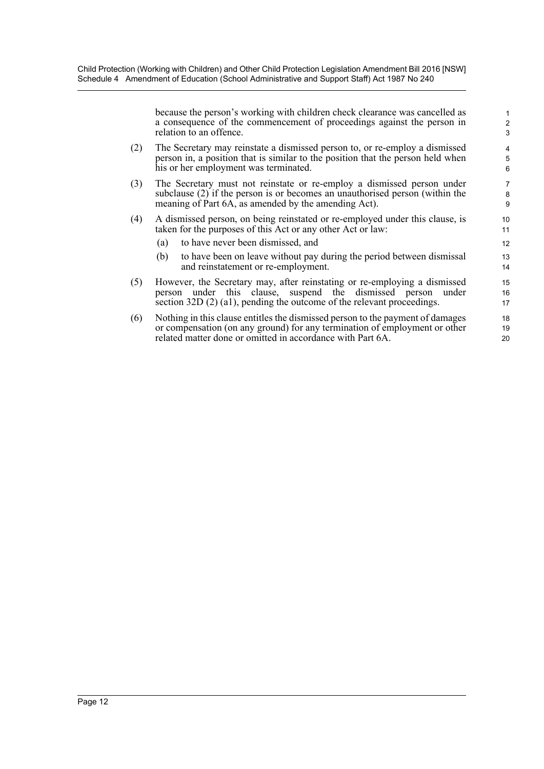because the person's working with children check clearance was cancelled as a consequence of the commencement of proceedings against the person in relation to an offence.

(2) The Secretary may reinstate a dismissed person to, or re-employ a dismissed person in, a position that is similar to the position that the person held when his or her employment was terminated.

(3) The Secretary must not reinstate or re-employ a dismissed person under subclause (2) if the person is or becomes an unauthorised person (within the meaning of Part 6A, as amended by the amending Act).

(4) A dismissed person, on being reinstated or re-employed under this clause, is taken for the purposes of this Act or any other Act or law:

(a) to have never been dismissed, and

(b) to have been on leave without pay during the period between dismissal and reinstatement or re-employment.

(5) However, the Secretary may, after reinstating or re-employing a dismissed person under this clause, suspend the dismissed person under section 32D (2) (a1), pending the outcome of the relevant proceedings.

(6) Nothing in this clause entitles the dismissed person to the payment of damages or compensation (on any ground) for any termination of employment or other related matter done or omitted in accordance with Part 6A.